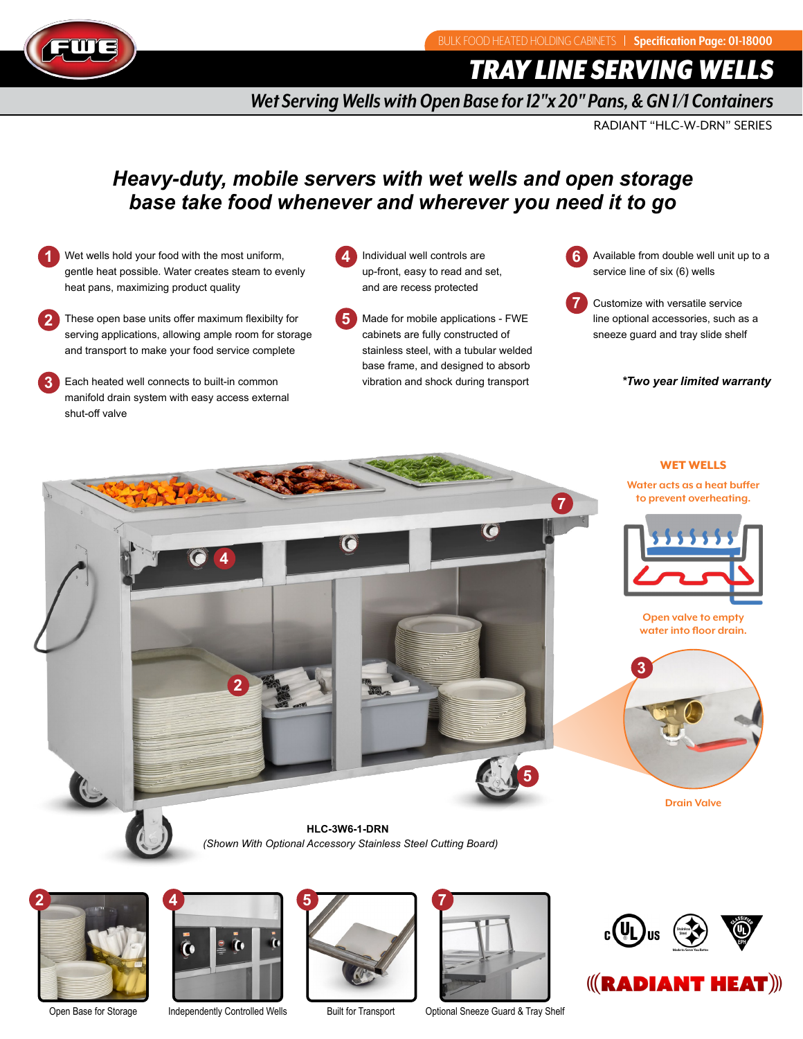BULK FOOD HEATED HOLDING CABINETS | **Specification Page: 01-18000**

# TRAY LINE SERVING WELLS

## Wet Serving Wells with Open Base for 12"x 20" Pans, & GN 1/1 Containers

RADIANT "HLC-W-DRN" SERIES

## *Heavy-duty, mobile servers with wet wells and open storage base take food whenever and wherever you need it to go*

1. Wet wells hold your food with the most uniform, gentle heat possible. Water creates steam to evenly heat pans, maximizing product quality
2. These open base units offer maximum flexibilty for serving applications, allowing ample room for storage and transport to make your food service complete
3. Each heated well connects to built-in common manifold drain system with easy access external shut-off valve
4. Individual well controls are up-front, easy to read and set, and are recess protected
5. Made for mobile applications - FWE cabinets are fully constructed of stainless steel, with a tubular welded base frame, and designed to absorb vibration and shock during transport
6. Available from double well unit up to a service line of six (6) wells
7. Customize with versatile service line optional accessories, such as a sneeze guard and tray slide shelf

***Two year limited warranty**

**WET WELLS**

Water acts as a heat buffer to prevent overheating.

Open valve to empty water into floor drain.

Drain Valve

**HLC-3W6-1-DRN**

*(Shown With Optional Accessory Stainless Steel Cutting Board)*

Open Base for Storage

Independently Controlled Wells

Built for Transport

Optional Sneeze Guard & Tray Shelf

RADIANT HEAT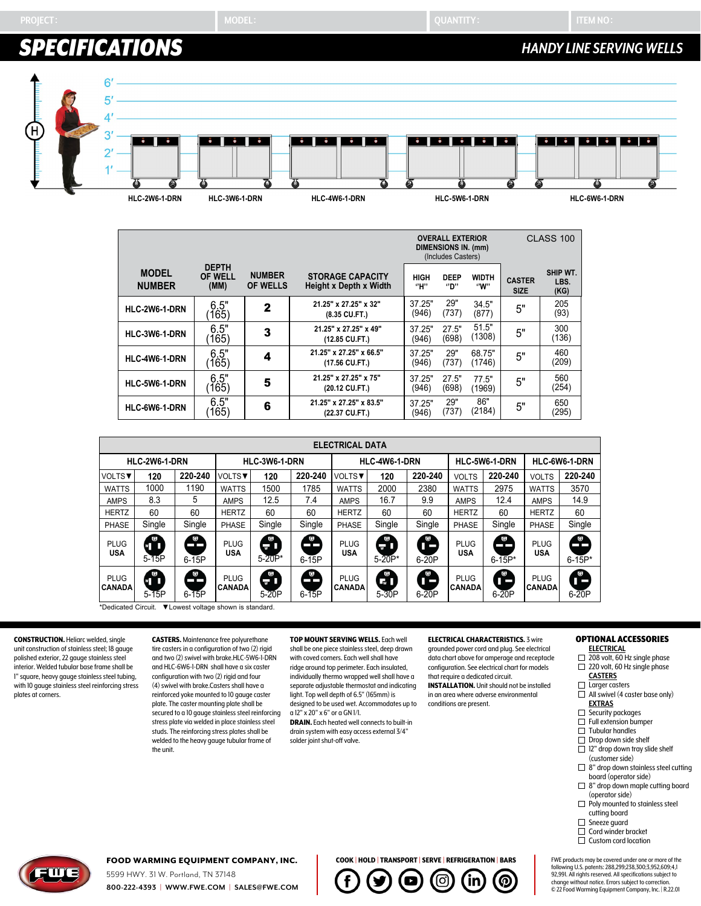PROJECT: MODEL: QUANTITY: ITEM NO:

# SPECIFICATIONS

## HANDY LINE SERVING WELLS

H

6′
5′
4′
3′
2′
1′

HLC-2W6-1-DRN HLC-3W6-1-DRN HLC-4W6-1-DRN HLC-5W6-1-DRN HLC-6W6-1-DRN

| MODEL NUMBER | DEPTH OF WELL (MM) | NUMBER OF WELLS | STORAGE CAPACITY Height x Depth x Width | OVERALL EXTERIOR DIMENSIONS IN. (mm) (Includes Casters) HIGH "H" | DEEP "D" | WIDTH "W" | CLASS 100 CASTER SIZE | SHIP WT. LBS. (KG) |
|---|---|---|---|---|---|---|---|---|
| HLC-2W6-1-DRN | 6.5" (165) | 2 | 21.25" x 27.25" x 32" (8.35 CU.FT.) | 37.25" (946) | 29" (737) | 34.5" (877) | 5" | 205 (93) |
| HLC-3W6-1-DRN | 6.5" (165) | 3 | 21.25" x 27.25" x 49" (12.85 CU.FT.) | 37.25" (946) | 27.5" (698) | 51.5" (1308) | 5" | 300 (136) |
| HLC-4W6-1-DRN | 6.5" (165) | 4 | 21.25" x 27.25" x 66.5" (17.56 CU.FT.) | 37.25" (946) | 29" (737) | 68.75" (1746) | 5" | 460 (209) |
| HLC-5W6-1-DRN | 6.5" (165) | 5 | 21.25" x 27.25" x 75" (20.12 CU.FT.) | 37.25" (946) | 27.5" (698) | 77.5" (1969) | 5" | 560 (254) |
| HLC-6W6-1-DRN | 6.5" (165) | 6 | 21.25" x 27.25" x 83.5" (22.37 CU.FT.) | 37.25" (946) | 29" (737) | 86" (2184) | 5" | 650 (295) |

**ELECTRICAL DATA**

| HLC-2W6-1-DRN | | | HLC-3W6-1-DRN | | | HLC-4W6-1-DRN | | | HLC-5W6-1-DRN | | HLC-6W6-1-DRN | |
|---|---|---|---|---|---|---|---|---|---|---|---|---|
| VOLTS▼ | 120 | 220-240 | VOLTS▼ | 120 | 220-240 | VOLTS▼ | 120 | 220-240 | VOLTS | 220-240 | VOLTS | 220-240 |
| WATTS | 1000 | 1190 | WATTS | 1500 | 1785 | WATTS | 2000 | 2380 | WATTS | 2975 | WATTS | 3570 |
| AMPS | 8.3 | 5 | AMPS | 12.5 | 7.4 | AMPS | 16.7 | 9.9 | AMPS | 12.4 | AMPS | 14.9 |
| HERTZ | 60 | 60 | HERTZ | 60 | 60 | HERTZ | 60 | 60 | HERTZ | 60 | HERTZ | 60 |
| PHASE | Single | Single | PHASE | Single | Single | PHASE | Single | Single | PHASE | Single | PHASE | Single |
| PLUG USA | 5-15P | 6-15P | PLUG USA | 5-20P* | 6-15P | PLUG USA | 5-20P* | 6-20P | PLUG USA | 6-15P* | PLUG USA | 6-15P* |
| PLUG CANADA | 5-15P | 6-15P | PLUG CANADA | 5-20P | 6-15P | PLUG CANADA | 5-30P | 6-20P | PLUG CANADA | 6-20P | PLUG CANADA | 6-20P |

*Dedicated Circuit. ▼Lowest voltage shown is standard.

**CONSTRUCTION.** Heliarc welded, single unit construction of stainless steel; 18 gauge polished exterior, 22 gauge stainless steel interior. Welded tubular base frame shall be 1" square, heavy gauge stainless steel tubing, with 10 gauge stainless steel reinforcing stress plates at corners.

**CASTERS.** Maintenance free polyurethane tire casters in a configuration of two (2) rigid and two (2) swivel with brake.HLC-5W6-1-DRN and HLC-6W6-1-DRN shall have a six caster configuration with two (2) rigid and four (4) swivel with brake.Casters shall have a reinforced yoke mounted to 10 gauge caster plate. The caster mounting plate shall be secured to a 10 gauge stainless steel reinforcing stress plate via welded in place stainless steel studs. The reinforcing stress plates shall be welded to the heavy gauge tubular frame of the unit.

**TOP MOUNT SERVING WELLS.** Each well shall be one piece stainless steel, deep drawn with coved corners. Each well shall have ridge around top perimeter. Each insulated, individually thermo wrapped well shall have a separate adjustable thermostat and indicating light. Top well depth of 6.5" (165mm) is designed to be used wet. Accommodates up to a 12" x 20" x 6" or a GN 1/1.

**DRAIN.** Each heated well connects to built-in drain system with easy access external 3/4" solder joint shut-off valve.

**ELECTRICAL CHARACTERISTICS.** 3 wire grounded power cord and plug. See electrical data chart above for amperage and receptacle configuration. See electrical chart for models that require a dedicated circuit.

**INSTALLATION.** Unit should not be installed in an area where adverse environmental conditions are present.

### OPTIONAL ACCESSORIES

**ELECTRICAL**
- ☐ 208 volt, 60 Hz single phase
- ☐ 220 volt, 60 Hz single phase

**CASTERS**
- ☐ Larger casters
- ☐ All swivel (4 caster base only)

**EXTRAS**
- ☐ Security packages
- ☐ Full extension bumper
- ☐ Tubular handles
- ☐ Drop down side shelf
- ☐ 12" drop down tray slide shelf (customer side)
- ☐ 8" drop down stainless steel cutting board (operator side)
- ☐ 8" drop down maple cutting board (operator side)
- ☐ Poly mounted to stainless steel cutting board
- ☐ Sneeze guard
- ☐ Cord winder bracket
- ☐ Custom cord location

**FOOD WARMING EQUIPMENT COMPANY, INC.**
5599 HWY. 31 W. Portland, TN 37148
800-222-4393 | WWW.FWE.COM | SALES@FWE.COM

COOK | HOLD | TRANSPORT | SERVE | REFRIGERATION | BARS

FWE products may be covered under one or more of the following U.S. patents: 288,299;238,300;3,952,609;4,1 92,991. All rights reserved. All specifications subject to change without notice. Errors subject to correction. © 22 Food Warming Equipment Company, Inc. | R.22.01